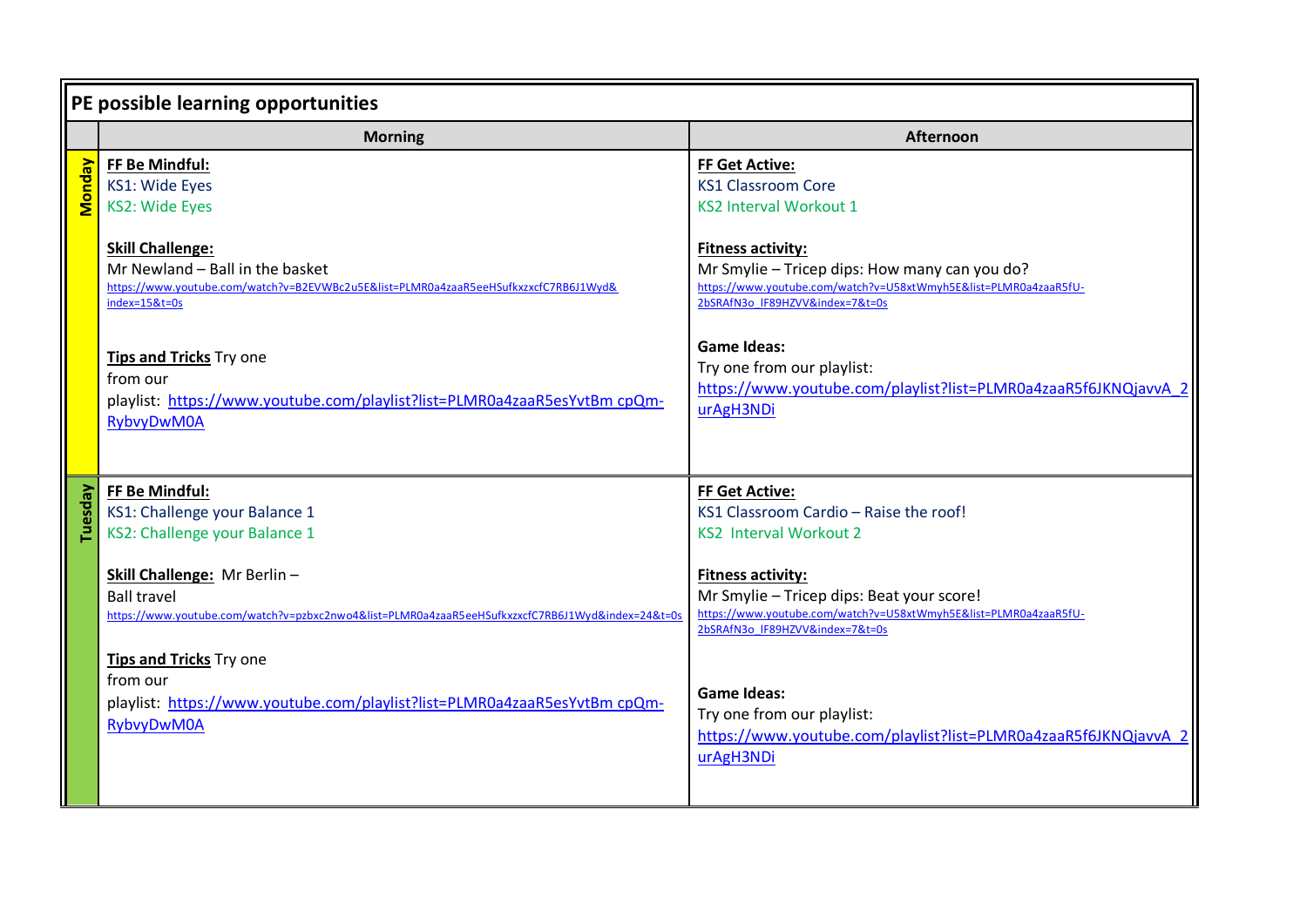# PE possible learning opportunities

| | Morning | Afternoon |
|---|---|---|
| **Monday** | **FF Be Mindful:**<br>KS1: Wide Eyes<br>KS2: Wide Eyes<br><br>**Skill Challenge:**<br>Mr Newland – Ball in the basket<br>https://www.youtube.com/watch?v=B2EVWBc2u5E&list=PLMR0a4zaaR5eeHSufkxzxcfC7RB6J1Wyd&index=15&t=0s<br><br>**Tips and Tricks** Try one from our playlist: https://www.youtube.com/playlist?list=PLMR0a4zaaR5esYvtBm cpQm-RybvyDwM0A | **FF Get Active:**<br>KS1 Classroom Core<br>KS2 Interval Workout 1<br><br>**Fitness activity:**<br>Mr Smylie – Tricep dips: How many can you do?<br>https://www.youtube.com/watch?v=U58xtWmyh5E&list=PLMR0a4zaaR5fU-2bSRAfN3o_lF89HZVV&index=7&t=0s<br><br>**Game Ideas:**<br>Try one from our playlist:<br>https://www.youtube.com/playlist?list=PLMR0a4zaaR5f6JKNQjavvA_2urAgH3NDi |
| **Tuesday** | **FF Be Mindful:**<br>KS1: Challenge your Balance 1<br>KS2: Challenge your Balance 1<br><br>**Skill Challenge:** Mr Berlin – Ball travel<br>https://www.youtube.com/watch?v=pzbxc2nwo4&list=PLMR0a4zaaR5eeHSufkxzxcfC7RB6J1Wyd&index=24&t=0s<br><br>**Tips and Tricks** Try one from our playlist: https://www.youtube.com/playlist?list=PLMR0a4zaaR5esYvtBm cpQm-RybvyDwM0A | **FF Get Active:**<br>KS1 Classroom Cardio – Raise the roof!<br>KS2 Interval Workout 2<br><br>**Fitness activity:**<br>Mr Smylie – Tricep dips: Beat your score!<br>https://www.youtube.com/watch?v=U58xtWmyh5E&list=PLMR0a4zaaR5fU-2bSRAfN3o_lF89HZVV&index=7&t=0s<br><br>**Game Ideas:**<br>Try one from our playlist:<br>https://www.youtube.com/playlist?list=PLMR0a4zaaR5f6JKNQjavvA_2urAgH3NDi |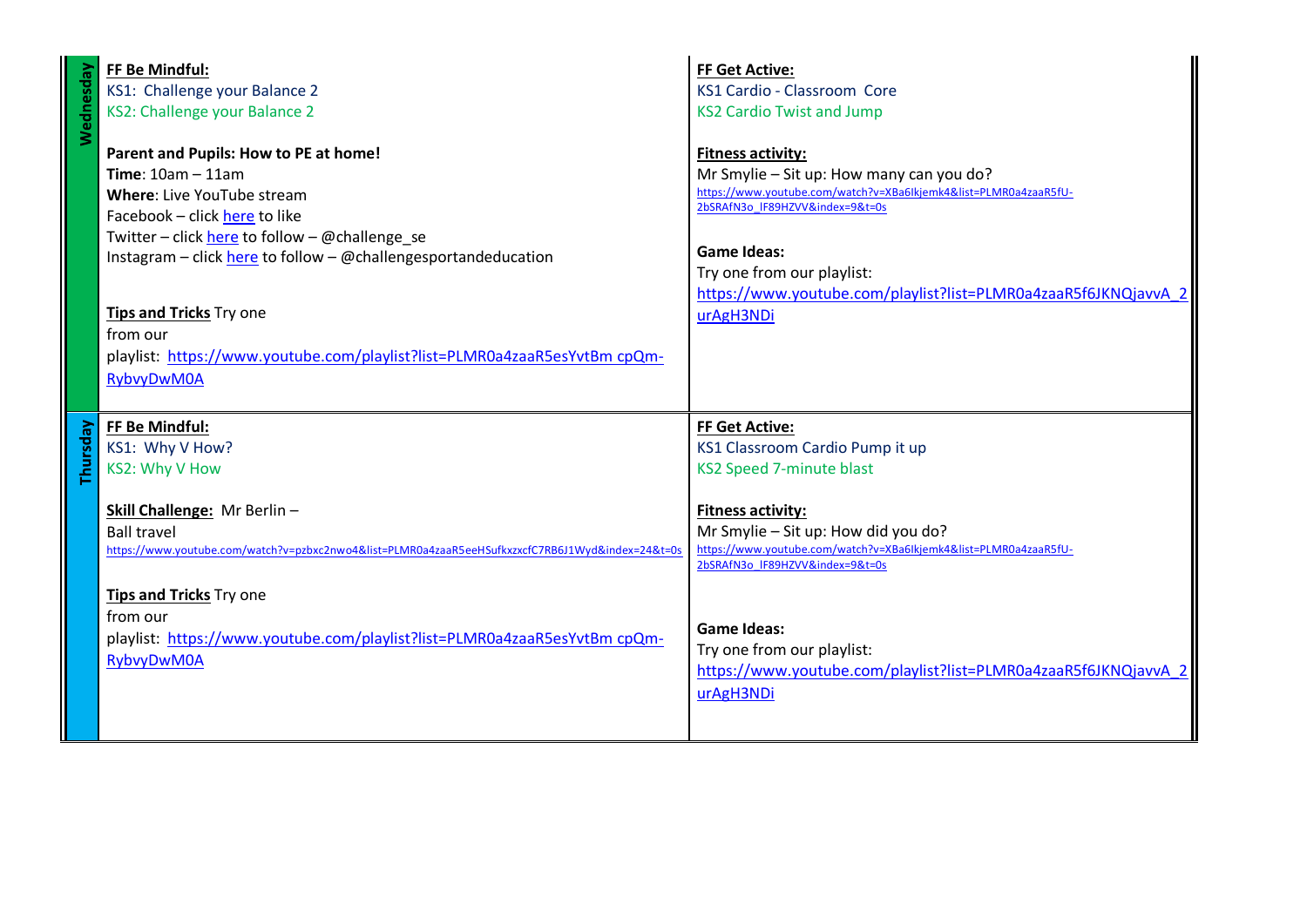| | | |
|---|---|---|
| **Wednesday** | **FF Be Mindful:**<br>KS1: Challenge your Balance 2<br>KS2: Challenge your Balance 2<br><br>**Parent and Pupils: How to PE at home!**<br>**Time**: 10am – 11am<br>**Where**: Live YouTube stream<br>Facebook – click here to like<br>Twitter – click here to follow – @challenge_se<br>Instagram – click here to follow – @challengesportandeducation<br><br>**Tips and Tricks** Try one from our playlist: https://www.youtube.com/playlist?list=PLMR0a4zaaR5esYvtBm cpQm-RybvyDwM0A | **FF Get Active:**<br>KS1 Cardio - Classroom Core<br>KS2 Cardio Twist and Jump<br><br>**Fitness activity:**<br>Mr Smylie – Sit up: How many can you do?<br>https://www.youtube.com/watch?v=XBa6Ikjemk4&list=PLMR0a4zaaR5fU-2bSRAfN3o_lF89HZVV&index=9&t=0s<br><br>**Game Ideas:**<br>Try one from our playlist:<br>https://www.youtube.com/playlist?list=PLMR0a4zaaR5f6JKNQjavvA_2urAgH3NDi |
| **Thursday** | **FF Be Mindful:**<br>KS1: Why V How?<br>KS2: Why V How<br><br>**Skill Challenge:** Mr Berlin – Ball travel<br>https://www.youtube.com/watch?v=pzbxc2nwo4&list=PLMR0a4zaaR5eeHSufkxzxcfC7RB6J1Wyd&index=24&t=0s<br><br>**Tips and Tricks** Try one from our playlist: https://www.youtube.com/playlist?list=PLMR0a4zaaR5esYvtBm cpQm-RybvyDwM0A | **FF Get Active:**<br>KS1 Classroom Cardio Pump it up<br>KS2 Speed 7-minute blast<br><br>**Fitness activity:**<br>Mr Smylie – Sit up: How did you do?<br>https://www.youtube.com/watch?v=XBa6Ikjemk4&list=PLMR0a4zaaR5fU-2bSRAfN3o_lF89HZVV&index=9&t=0s<br><br>**Game Ideas:**<br>Try one from our playlist:<br>https://www.youtube.com/playlist?list=PLMR0a4zaaR5f6JKNQjavvA_2urAgH3NDi |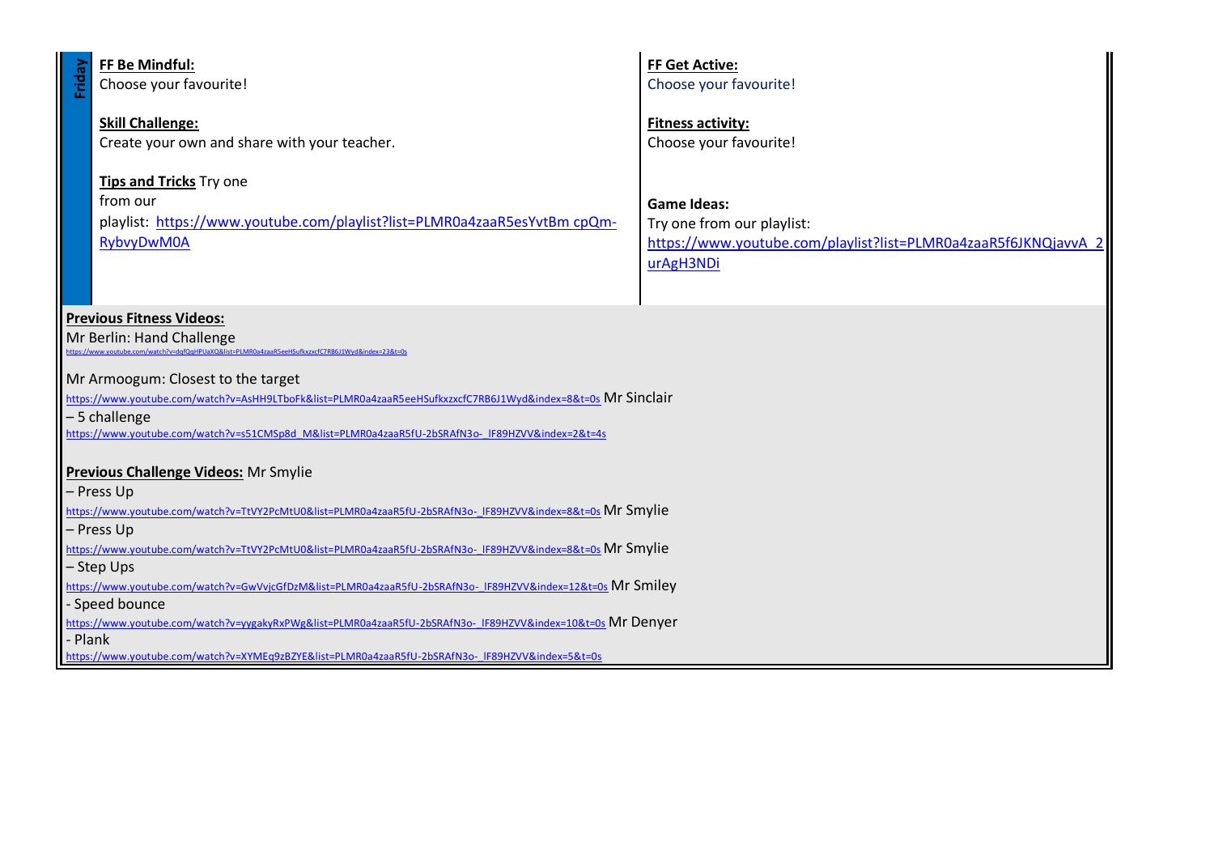| Friday | | |
| --- | --- | --- |
| | **FF Be Mindful:**<br>Choose your favourite!<br><br>**Skill Challenge:**<br>Create your own and share with your teacher.<br><br>**Tips and Tricks** Try one from our playlist: https://www.youtube.com/playlist?list=PLMR0a4zaaR5esYvtBm cpQm-RybvyDwM0A | **FF Get Active:**<br>Choose your favourite!<br><br>**Fitness activity:**<br>Choose your favourite!<br><br>**Game Ideas:**<br>Try one from our playlist:<br>https://www.youtube.com/playlist?list=PLMR0a4zaaR5f6JKNQjavvA_2urAgH3NDi |

**Previous Fitness Videos:**

Mr Berlin: Hand Challenge
https://www.youtube.com/watch?v=dqfQqHPUaXQ&list=PLMR0a4zaaR5eeHSufkxzxcfC7RB6J1Wyd&index=23&t=0s

Mr Armoogum: Closest to the target
https://www.youtube.com/watch?v=AsHH9LTboFk&list=PLMR0a4zaaR5eeHSufkxzxcfC7RB6J1Wyd&index=8&t=0s Mr Sinclair – 5 challenge
https://www.youtube.com/watch?v=s51CMSp8d_M&list=PLMR0a4zaaR5fU-2bSRAfN3o-_lF89HZVV&index=2&t=4s

**Previous Challenge Videos:** Mr Smylie – Press Up
https://www.youtube.com/watch?v=TtVY2PcMtU0&list=PLMR0a4zaaR5fU-2bSRAfN3o-_lF89HZVV&index=8&t=0s Mr Smylie – Press Up
https://www.youtube.com/watch?v=TtVY2PcMtU0&list=PLMR0a4zaaR5fU-2bSRAfN3o-_lF89HZVV&index=8&t=0s Mr Smylie – Step Ups
https://www.youtube.com/watch?v=GwVvjcGfDzM&list=PLMR0a4zaaR5fU-2bSRAfN3o-_lF89HZVV&index=12&t=0s Mr Smiley - Speed bounce
https://www.youtube.com/watch?v=yygakyRxPWg&list=PLMR0a4zaaR5fU-2bSRAfN3o-_lF89HZVV&index=10&t=0s Mr Denyer - Plank
https://www.youtube.com/watch?v=XYMEq9zBZYE&list=PLMR0a4zaaR5fU-2bSRAfN3o-_lF89HZVV&index=5&t=0s